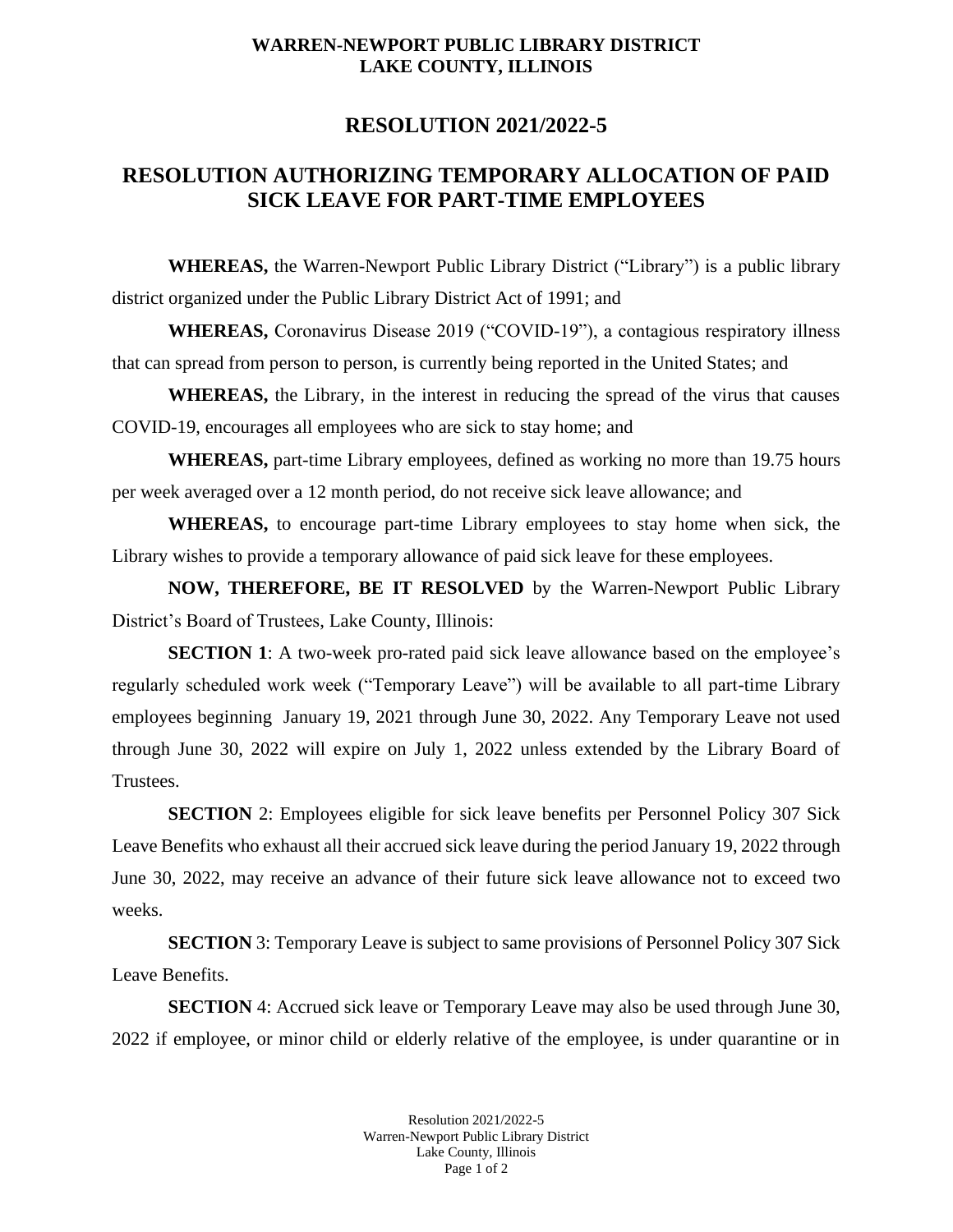**WARREN-NEWPORT PUBLIC LIBRARY DISTRICT**
**LAKE COUNTY, ILLINOIS**

# RESOLUTION 2021/2022-5

# RESOLUTION AUTHORIZING TEMPORARY ALLOCATION OF PAID SICK LEAVE FOR PART-TIME EMPLOYEES

**WHEREAS,** the Warren-Newport Public Library District ("Library") is a public library district organized under the Public Library District Act of 1991; and

**WHEREAS,** Coronavirus Disease 2019 ("COVID-19"), a contagious respiratory illness that can spread from person to person, is currently being reported in the United States; and

**WHEREAS,** the Library, in the interest in reducing the spread of the virus that causes COVID-19, encourages all employees who are sick to stay home; and

**WHEREAS,** part-time Library employees, defined as working no more than 19.75 hours per week averaged over a 12 month period, do not receive sick leave allowance; and

**WHEREAS,** to encourage part-time Library employees to stay home when sick, the Library wishes to provide a temporary allowance of paid sick leave for these employees.

**NOW, THEREFORE, BE IT RESOLVED** by the Warren-Newport Public Library District's Board of Trustees, Lake County, Illinois:

**SECTION 1**: A two-week pro-rated paid sick leave allowance based on the employee's regularly scheduled work week ("Temporary Leave") will be available to all part-time Library employees beginning January 19, 2021 through June 30, 2022. Any Temporary Leave not used through June 30, 2022 will expire on July 1, 2022 unless extended by the Library Board of Trustees.

**SECTION** 2: Employees eligible for sick leave benefits per Personnel Policy 307 Sick Leave Benefits who exhaust all their accrued sick leave during the period January 19, 2022 through June 30, 2022, may receive an advance of their future sick leave allowance not to exceed two weeks.

**SECTION** 3: Temporary Leave is subject to same provisions of Personnel Policy 307 Sick Leave Benefits.

**SECTION** 4: Accrued sick leave or Temporary Leave may also be used through June 30, 2022 if employee, or minor child or elderly relative of the employee, is under quarantine or in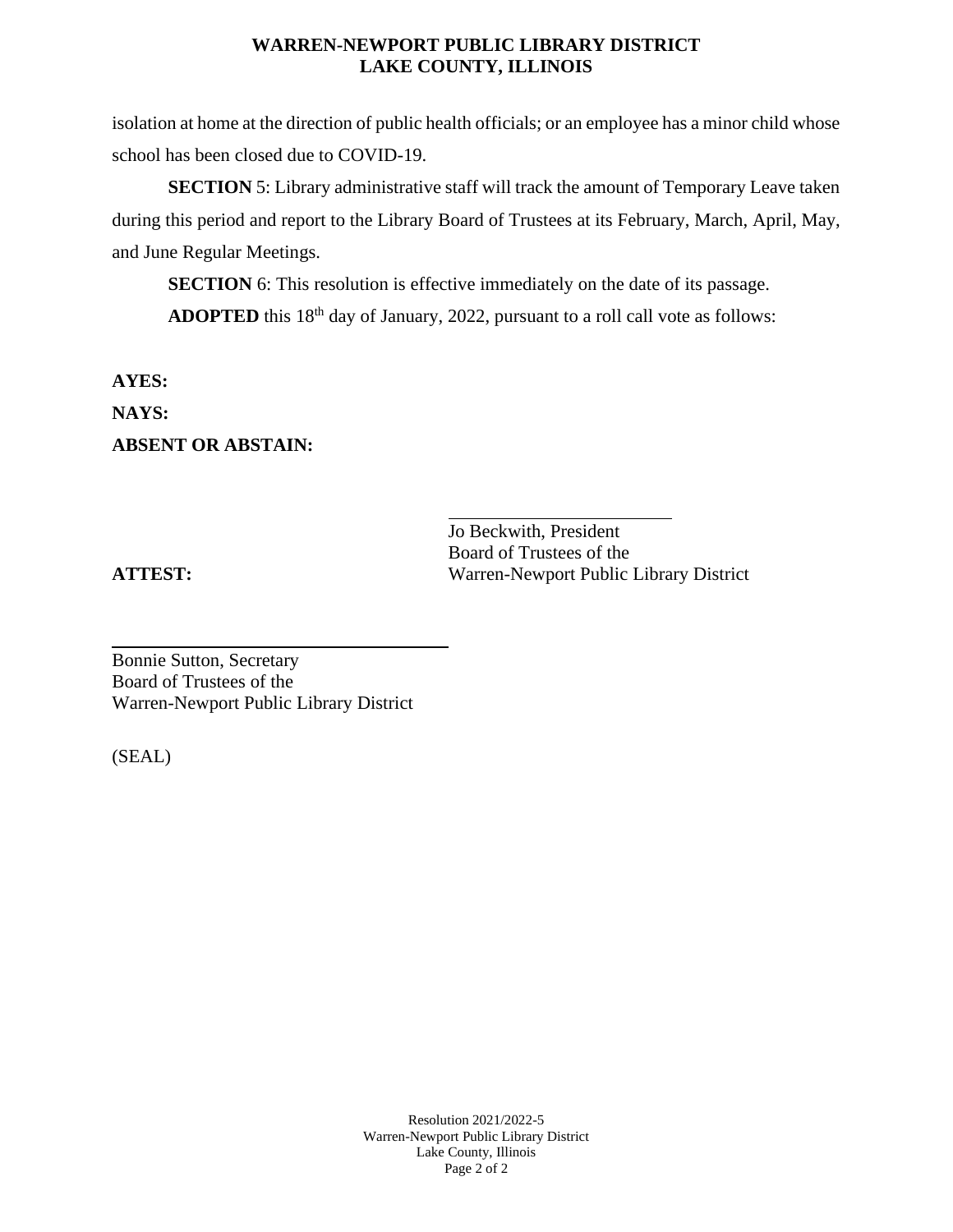isolation at home at the direction of public health officials; or an employee has a minor child whose school has been closed due to COVID-19.

**SECTION** 5: Library administrative staff will track the amount of Temporary Leave taken during this period and report to the Library Board of Trustees at its February, March, April, May, and June Regular Meetings.

**SECTION** 6: This resolution is effective immediately on the date of its passage.

**ADOPTED** this 18th day of January, 2022, pursuant to a roll call vote as follows:

**AYES:**

**NAYS:**

**ABSENT OR ABSTAIN:**

\_\_\_\_\_\_\_\_\_\_\_\_\_\_\_\_\_\_\_\_\_\_\_\_\_\_
Jo Beckwith, President
Board of Trustees of the
Warren-Newport Public Library District

**ATTEST:**

\_\_\_\_\_\_\_\_\_\_\_\_\_\_\_\_\_\_\_\_\_\_\_\_\_\_\_\_\_\_\_\_\_\_\_\_
Bonnie Sutton, Secretary
Board of Trustees of the
Warren-Newport Public Library District

(SEAL)